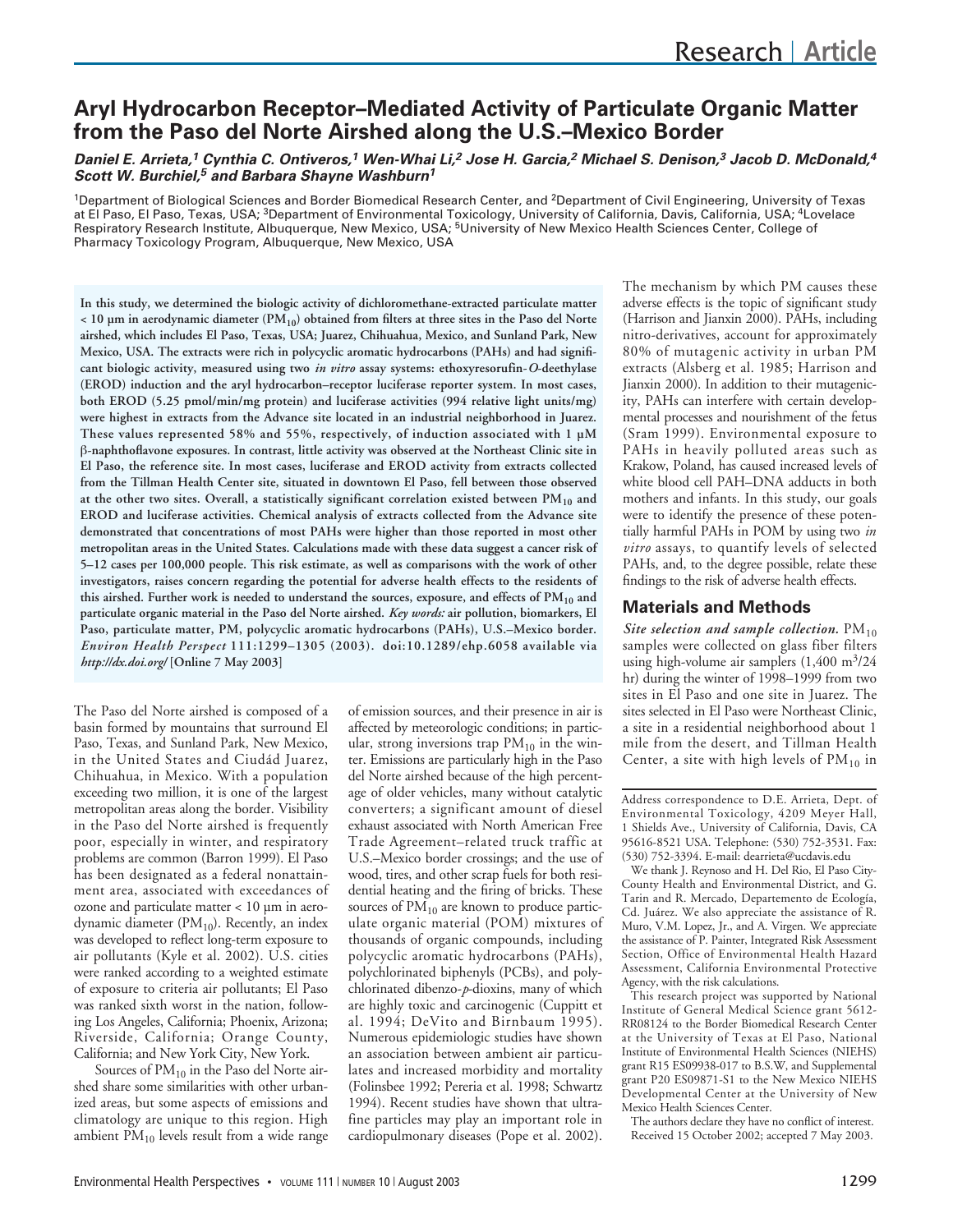# Aryl Hydrocarbon Receptor–Mediated Activity of Particulate Organic Matter from the Paso del Norte Airshed along the U.S.–Mexico Border

***Daniel E. Arrieta,[1] Cynthia C. Ontiveros,[1] Wen-Whai Li,[2] Jose H. Garcia,[2] Michael S. Denison,[3] Jacob D. McDonald,[4] Scott W. Burchiel,[5] and Barbara Shayne Washburn[1]***

[1]Department of Biological Sciences and Border Biomedical Research Center, and [2]Department of Civil Engineering, University of Texas at El Paso, El Paso, Texas, USA; [3]Department of Environmental Toxicology, University of California, Davis, California, USA; [4]Lovelace Respiratory Research Institute, Albuquerque, New Mexico, USA; [5]University of New Mexico Health Sciences Center, College of Pharmacy Toxicology Program, Albuquerque, New Mexico, USA

**In this study, we determined the biologic activity of dichloromethane-extracted particulate matter < 10 µm in aerodynamic diameter ($PM_{10}$) obtained from filters at three sites in the Paso del Norte airshed, which includes El Paso, Texas, USA; Juarez, Chihuahua, Mexico, and Sunland Park, New Mexico, USA. The extracts were rich in polycyclic aromatic hydrocarbons (PAHs) and had significant biologic activity, measured using two *in vitro* assay systems: ethoxyresorufin-*O*-deethylase (EROD) induction and the aryl hydrocarbon–receptor luciferase reporter system. In most cases, both EROD (5.25 pmol/min/mg protein) and luciferase activities (994 relative light units/mg) were highest in extracts from the Advance site located in an industrial neighborhood in Juarez. These values represented 58% and 55%, respectively, of induction associated with 1 µM β-naphthoflavone exposures. In contrast, little activity was observed at the Northeast Clinic site in El Paso, the reference site. In most cases, luciferase and EROD activity from extracts collected from the Tillman Health Center site, situated in downtown El Paso, fell between those observed at the other two sites. Overall, a statistically significant correlation existed between $PM_{10}$ and EROD and luciferase activities. Chemical analysis of extracts collected from the Advance site demonstrated that concentrations of most PAHs were higher than those reported in most other metropolitan areas in the United States. Calculations made with these data suggest a cancer risk of 5–12 cases per 100,000 people. This risk estimate, as well as comparisons with the work of other investigators, raises concern regarding the potential for adverse health effects to the residents of this airshed. Further work is needed to understand the sources, exposure, and effects of $PM_{10}$ and particulate organic material in the Paso del Norte airshed. *Key words:* air pollution, biomarkers, El Paso, particulate matter, PM, polycyclic aromatic hydrocarbons (PAHs), U.S.–Mexico border. *Environ Health Perspect* 111:1299–1305 (2003). doi:10.1289/ehp.6058 available via *http://dx.doi.org/* [Online 7 May 2003]**

The Paso del Norte airshed is composed of a basin formed by mountains that surround El Paso, Texas, and Sunland Park, New Mexico, in the United States and Ciudád Juarez, Chihuahua, in Mexico. With a population exceeding two million, it is one of the largest metropolitan areas along the border. Visibility in the Paso del Norte airshed is frequently poor, especially in winter, and respiratory problems are common (Barron 1999). El Paso has been designated as a federal nonattainment area, associated with exceedances of ozone and particulate matter < 10 µm in aerodynamic diameter ($PM_{10}$). Recently, an index was developed to reflect long-term exposure to air pollutants (Kyle et al. 2002). U.S. cities were ranked according to a weighted estimate of exposure to criteria air pollutants; El Paso was ranked sixth worst in the nation, following Los Angeles, California; Phoenix, Arizona; Riverside, California; Orange County, California; and New York City, New York.

Sources of $PM_{10}$ in the Paso del Norte airshed share some similarities with other urbanized areas, but some aspects of emissions and climatology are unique to this region. High ambient $PM_{10}$ levels result from a wide range of emission sources, and their presence in air is affected by meteorologic conditions; in particular, strong inversions trap $PM_{10}$ in the winter. Emissions are particularly high in the Paso del Norte airshed because of the high percentage of older vehicles, many without catalytic converters; a significant amount of diesel exhaust associated with North American Free Trade Agreement–related truck traffic at U.S.–Mexico border crossings; and the use of wood, tires, and other scrap fuels for both residential heating and the firing of bricks. These sources of $PM_{10}$ are known to produce particulate organic material (POM) mixtures of thousands of organic compounds, including polycyclic aromatic hydrocarbons (PAHs), polychlorinated biphenyls (PCBs), and polychlorinated dibenzo-*p*-dioxins, many of which are highly toxic and carcinogenic (Cuppitt et al. 1994; DeVito and Birnbaum 1995). Numerous epidemiologic studies have shown an association between ambient air particulates and increased morbidity and mortality (Folinsbee 1992; Pereria et al. 1998; Schwartz 1994). Recent studies have shown that ultrafine particles may play an important role in cardiopulmonary diseases (Pope et al. 2002). The mechanism by which PM causes these adverse effects is the topic of significant study (Harrison and Jianxin 2000). PAHs, including nitro-derivatives, account for approximately 80% of mutagenic activity in urban PM extracts (Alsberg et al. 1985; Harrison and Jianxin 2000). In addition to their mutagenicity, PAHs can interfere with certain developmental processes and nourishment of the fetus (Sram 1999). Environmental exposure to PAHs in heavily polluted areas such as Krakow, Poland, has caused increased levels of white blood cell PAH–DNA adducts in both mothers and infants. In this study, our goals were to identify the presence of these potentially harmful PAHs in POM by using two *in vitro* assays, to quantify levels of selected PAHs, and, to the degree possible, relate these findings to the risk of adverse health effects.

## Materials and Methods

***Site selection and sample collection.*** $PM_{10}$ samples were collected on glass fiber filters using high-volume air samplers (1,400 $m^3$/24 hr) during the winter of 1998–1999 from two sites in El Paso and one site in Juarez. The sites selected in El Paso were Northeast Clinic, a site in a residential neighborhood about 1 mile from the desert, and Tillman Health Center, a site with high levels of $PM_{10}$ in

Address correspondence to D.E. Arrieta, Dept. of Environmental Toxicology, 4209 Meyer Hall, 1 Shields Ave., University of California, Davis, CA 95616-8521 USA. Telephone: (530) 752-3531. Fax: (530) 752-3394. E-mail: dearrieta@ucdavis.edu

We thank J. Reynoso and H. Del Rio, El Paso City-County Health and Environmental District, and G. Tarin and R. Mercado, Departemento de Ecología, Cd. Juárez. We also appreciate the assistance of R. Muro, V.M. Lopez, Jr., and A. Virgen. We appreciate the assistance of P. Painter, Integrated Risk Assessment Section, Office of Environmental Health Hazard Assessment, California Environmental Protective Agency, with the risk calculations.

This research project was supported by National Institute of General Medical Science grant 5612-RR08124 to the Border Biomedical Research Center at the University of Texas at El Paso, National Institute of Environmental Health Sciences (NIEHS) grant R15 ES09938-017 to B.S.W, and Supplemental grant P20 ES09871-S1 to the New Mexico NIEHS Developmental Center at the University of New Mexico Health Sciences Center.

The authors declare they have no conflict of interest.

Received 15 October 2002; accepted 7 May 2003.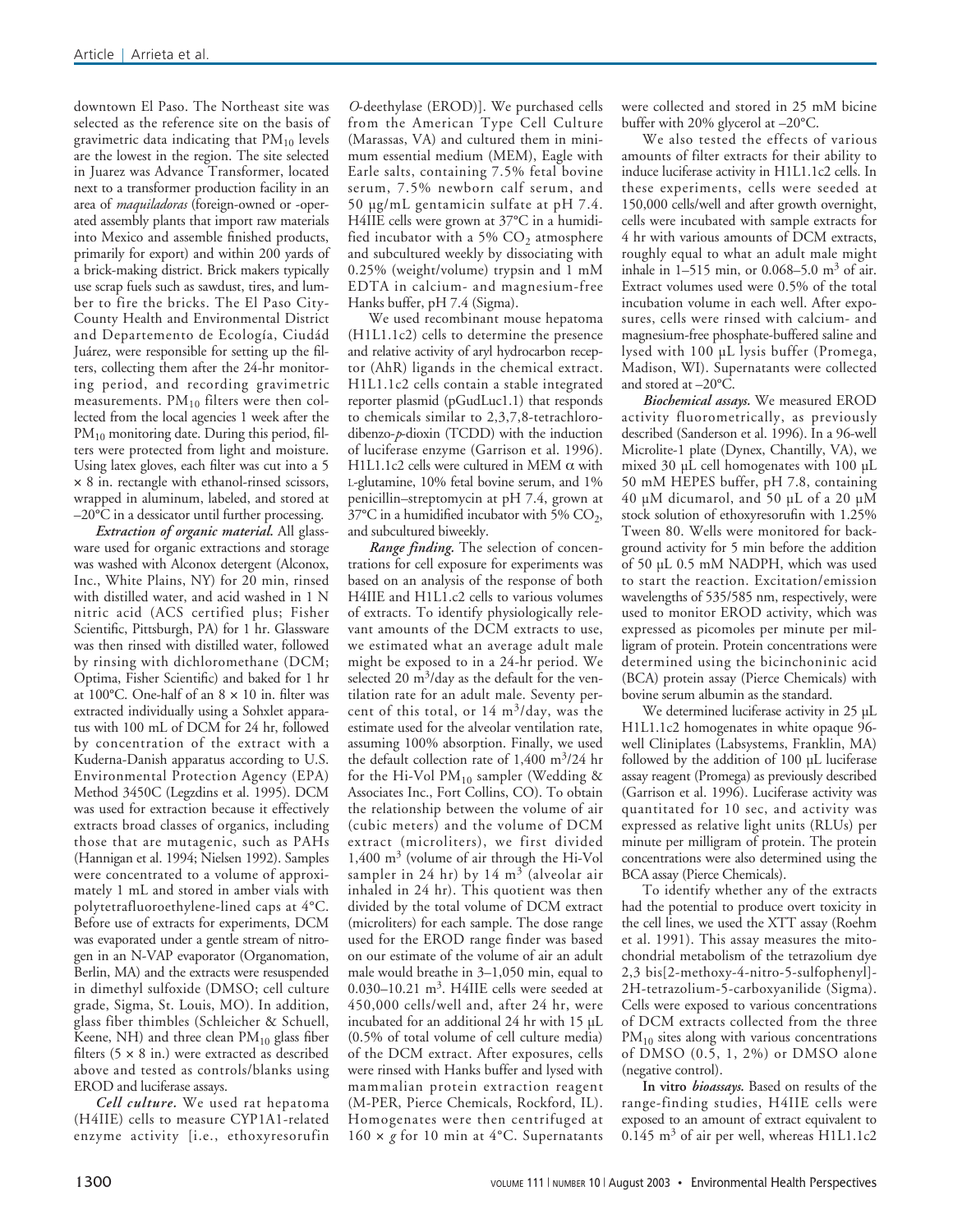downtown El Paso. The Northeast site was selected as the reference site on the basis of gravimetric data indicating that $PM_{10}$ levels are the lowest in the region. The site selected in Juarez was Advance Transformer, located next to a transformer production facility in an area of *maquiladoras* (foreign-owned or -operated assembly plants that import raw materials into Mexico and assemble finished products, primarily for export) and within 200 yards of a brick-making district. Brick makers typically use scrap fuels such as sawdust, tires, and lumber to fire the bricks. The El Paso City-County Health and Environmental District and Departemento de Ecología, Ciudád Juárez, were responsible for setting up the filters, collecting them after the 24-hr monitoring period, and recording gravimetric measurements. $PM_{10}$ filters were then collected from the local agencies 1 week after the $PM_{10}$ monitoring date. During this period, filters were protected from light and moisture. Using latex gloves, each filter was cut into a 5 × 8 in. rectangle with ethanol-rinsed scissors, wrapped in aluminum, labeled, and stored at –20°C in a dessicator until further processing.

***Extraction of organic material.*** All glassware used for organic extractions and storage was washed with Alconox detergent (Alconox, Inc., White Plains, NY) for 20 min, rinsed with distilled water, and acid washed in 1 N nitric acid (ACS certified plus; Fisher Scientific, Pittsburgh, PA) for 1 hr. Glassware was then rinsed with distilled water, followed by rinsing with dichloromethane (DCM; Optima, Fisher Scientific) and baked for 1 hr at 100°C. One-half of an 8 × 10 in. filter was extracted individually using a Sohxlet apparatus with 100 mL of DCM for 24 hr, followed by concentration of the extract with a Kuderna-Danish apparatus according to U.S. Environmental Protection Agency (EPA) Method 3450C (Legzdins et al. 1995). DCM was used for extraction because it effectively extracts broad classes of organics, including those that are mutagenic, such as PAHs (Hannigan et al. 1994; Nielsen 1992). Samples were concentrated to a volume of approximately 1 mL and stored in amber vials with polytetrafluoroethylene-lined caps at 4°C. Before use of extracts for experiments, DCM was evaporated under a gentle stream of nitrogen in an N-VAP evaporator (Organomation, Berlin, MA) and the extracts were resuspended in dimethyl sulfoxide (DMSO; cell culture grade, Sigma, St. Louis, MO). In addition, glass fiber thimbles (Schleicher & Schuell, Keene, NH) and three clean $PM_{10}$ glass fiber filters (5 × 8 in.) were extracted as described above and tested as controls/blanks using EROD and luciferase assays.

***Cell culture.*** We used rat hepatoma (H4IIE) cells to measure CYP1A1-related enzyme activity [i.e., ethoxyresorufin *O*-deethylase (EROD)]. We purchased cells from the American Type Cell Culture (Marassas, VA) and cultured them in minimum essential medium (MEM), Eagle with Earle salts, containing 7.5% fetal bovine serum, 7.5% newborn calf serum, and 50 µg/mL gentamicin sulfate at pH 7.4. H4IIE cells were grown at 37°C in a humidified incubator with a 5% $CO_2$ atmosphere and subcultured weekly by dissociating with 0.25% (weight/volume) trypsin and 1 mM EDTA in calcium- and magnesium-free Hanks buffer, pH 7.4 (Sigma).

We used recombinant mouse hepatoma (H1L1.1c2) cells to determine the presence and relative activity of aryl hydrocarbon receptor (AhR) ligands in the chemical extract. H1L1.1c2 cells contain a stable integrated reporter plasmid (pGudLuc1.1) that responds to chemicals similar to 2,3,7,8-tetrachlorodibenzo-*p*-dioxin (TCDD) with the induction of luciferase enzyme (Garrison et al. 1996). H1L1.1c2 cells were cultured in MEM α with L-glutamine, 10% fetal bovine serum, and 1% penicillin–streptomycin at pH 7.4, grown at 37°C in a humidified incubator with 5% $CO_2$, and subcultured biweekly.

***Range finding.*** The selection of concentrations for cell exposure for experiments was based on an analysis of the response of both H4IIE and H1L1.c2 cells to various volumes of extracts. To identify physiologically relevant amounts of the DCM extracts to use, we estimated what an average adult male might be exposed to in a 24-hr period. We selected 20 $m^3$/day as the default for the ventilation rate for an adult male. Seventy percent of this total, or 14 $m^3$/day, was the estimate used for the alveolar ventilation rate, assuming 100% absorption. Finally, we used the default collection rate of 1,400 $m^3$/24 hr for the Hi-Vol $PM_{10}$ sampler (Wedding & Associates Inc., Fort Collins, CO). To obtain the relationship between the volume of air (cubic meters) and the volume of DCM extract (microliters), we first divided 1,400 $m^3$ (volume of air through the Hi-Vol sampler in 24 hr) by 14 $m^3$ (alveolar air inhaled in 24 hr). This quotient was then divided by the total volume of DCM extract (microliters) for each sample. The dose range used for the EROD range finder was based on our estimate of the volume of air an adult male would breathe in 3–1,050 min, equal to 0.030–10.21 $m^3$. H4IIE cells were seeded at 450,000 cells/well and, after 24 hr, were incubated for an additional 24 hr with 15 µL (0.5% of total volume of cell culture media) of the DCM extract. After exposures, cells were rinsed with Hanks buffer and lysed with mammalian protein extraction reagent (M-PER, Pierce Chemicals, Rockford, IL). Homogenates were then centrifuged at 160 × *g* for 10 min at 4°C. Supernatants were collected and stored in 25 mM bicine buffer with 20% glycerol at –20°C.

We also tested the effects of various amounts of filter extracts for their ability to induce luciferase activity in H1L1.1c2 cells. In these experiments, cells were seeded at 150,000 cells/well and after growth overnight, cells were incubated with sample extracts for 4 hr with various amounts of DCM extracts, roughly equal to what an adult male might inhale in 1–515 min, or 0.068–5.0 $m^3$ of air. Extract volumes used were 0.5% of the total incubation volume in each well. After exposures, cells were rinsed with calcium- and magnesium-free phosphate-buffered saline and lysed with 100 µL lysis buffer (Promega, Madison, WI). Supernatants were collected and stored at –20°C.

***Biochemical assays.*** We measured EROD activity fluorometrically, as previously described (Sanderson et al. 1996). In a 96-well Microlite-1 plate (Dynex, Chantilly, VA), we mixed 30 µL cell homogenates with 100 µL 50 mM HEPES buffer, pH 7.8, containing 40 µM dicumarol, and 50 µL of a 20 µM stock solution of ethoxyresorufin with 1.25% Tween 80. Wells were monitored for background activity for 5 min before the addition of 50 µL 0.5 mM NADPH, which was used to start the reaction. Excitation/emission wavelengths of 535/585 nm, respectively, were used to monitor EROD activity, which was expressed as picomoles per minute per milligram of protein. Protein concentrations were determined using the bicinchoninic acid (BCA) protein assay (Pierce Chemicals) with bovine serum albumin as the standard.

We determined luciferase activity in 25 µL H1L1.1c2 homogenates in white opaque 96-well Cliniplates (Labsystems, Franklin, MA) followed by the addition of 100 µL luciferase assay reagent (Promega) as previously described (Garrison et al. 1996). Luciferase activity was quantitated for 10 sec, and activity was expressed as relative light units (RLUs) per minute per milligram of protein. The protein concentrations were also determined using the BCA assay (Pierce Chemicals).

To identify whether any of the extracts had the potential to produce overt toxicity in the cell lines, we used the XTT assay (Roehm et al. 1991). This assay measures the mitochondrial metabolism of the tetrazolium dye 2,3 bis[2-methoxy-4-nitro-5-sulfophenyl]-2H-tetrazolium-5-carboxyanilide (Sigma). Cells were exposed to various concentrations of DCM extracts collected from the three $PM_{10}$ sites along with various concentrations of DMSO (0.5, 1, 2%) or DMSO alone (negative control).

***In vitro bioassays.*** Based on results of the range-finding studies, H4IIE cells were exposed to an amount of extract equivalent to 0.145 $m^3$ of air per well, whereas H1L1.1c2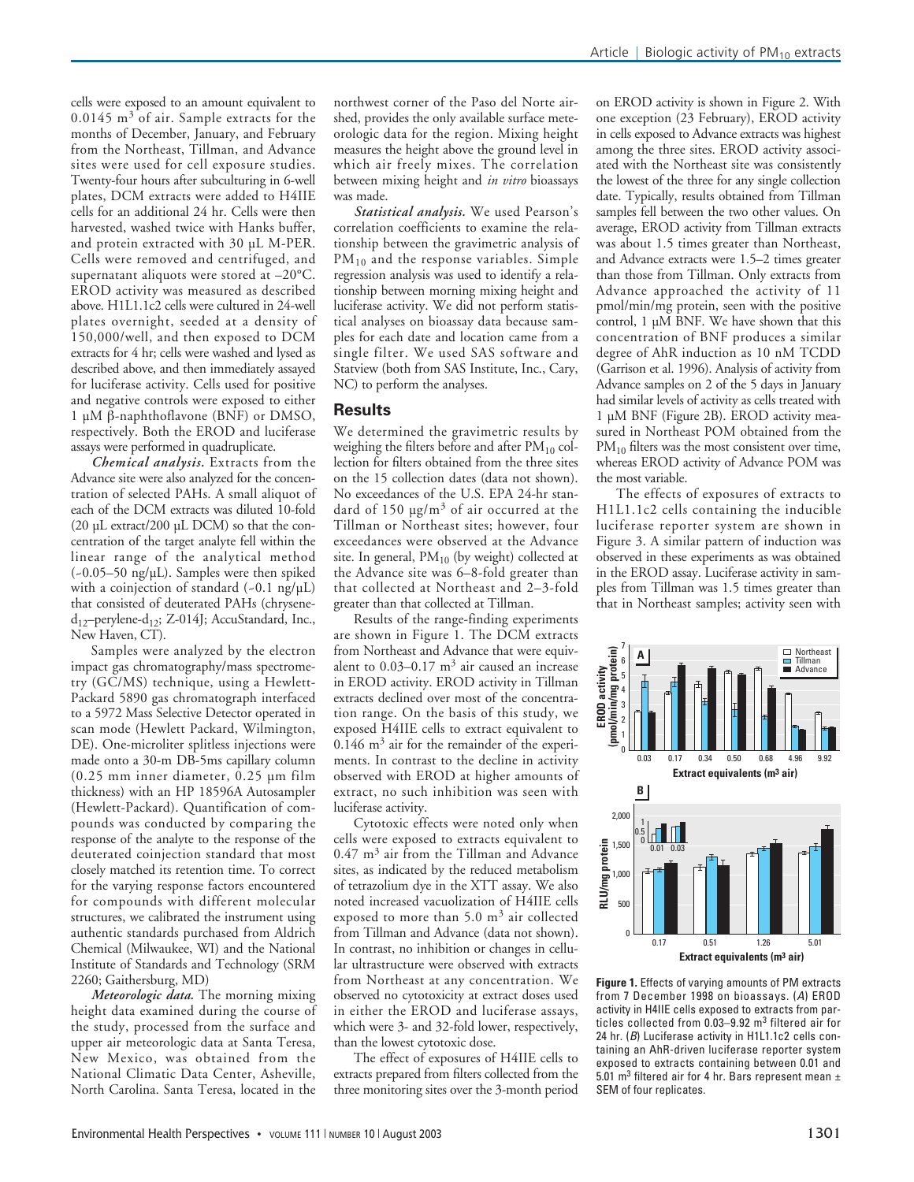cells were exposed to an amount equivalent to 0.0145 $m^3$ of air. Sample extracts for the months of December, January, and February from the Northeast, Tillman, and Advance sites were used for cell exposure studies. Twenty-four hours after subculturing in 6-well plates, DCM extracts were added to H4IIE cells for an additional 24 hr. Cells were then harvested, washed twice with Hanks buffer, and protein extracted with 30 µL M-PER. Cells were removed and centrifuged, and supernatant aliquots were stored at –20°C. EROD activity was measured as described above. H1L1.1c2 cells were cultured in 24-well plates overnight, seeded at a density of 150,000/well, and then exposed to DCM extracts for 4 hr; cells were washed and lysed as described above, and then immediately assayed for luciferase activity. Cells used for positive and negative controls were exposed to either 1 µM β-naphthoflavone (BNF) or DMSO, respectively. Both the EROD and luciferase assays were performed in quadruplicate.

*Chemical analysis.* Extracts from the Advance site were also analyzed for the concentration of selected PAHs. A small aliquot of each of the DCM extracts was diluted 10-fold (20 µL extract/200 µL DCM) so that the concentration of the target analyte fell within the linear range of the analytical method (~0.05–50 ng/µL). Samples were then spiked with a coinjection of standard (~0.1 ng/µL) that consisted of deuterated PAHs (chrysene-$d_{12}$–perylene-$d_{12}$; Z-014J; AccuStandard, Inc., New Haven, CT).

Samples were analyzed by the electron impact gas chromatography/mass spectrometry (GC/MS) technique, using a Hewlett-Packard 5890 gas chromatograph interfaced to a 5972 Mass Selective Detector operated in scan mode (Hewlett Packard, Wilmington, DE). One-microliter splitless injections were made onto a 30-m DB-5ms capillary column (0.25 mm inner diameter, 0.25 µm film thickness) with an HP 18596A Autosampler (Hewlett-Packard). Quantification of compounds was conducted by comparing the response of the analyte to the response of the deuterated coinjection standard that most closely matched its retention time. To correct for the varying response factors encountered for compounds with different molecular structures, we calibrated the instrument using authentic standards purchased from Aldrich Chemical (Milwaukee, WI) and the National Institute of Standards and Technology (SRM 2260; Gaithersburg, MD)

*Meteorologic data.* The morning mixing height data examined during the course of the study, processed from the surface and upper air meteorologic data at Santa Teresa, New Mexico, was obtained from the National Climatic Data Center, Asheville, North Carolina. Santa Teresa, located in the northwest corner of the Paso del Norte airshed, provides the only available surface meteorologic data for the region. Mixing height measures the height above the ground level in which air freely mixes. The correlation between mixing height and *in vitro* bioassays was made.

*Statistical analysis.* We used Pearson's correlation coefficients to examine the relationship between the gravimetric analysis of $PM_{10}$ and the response variables. Simple regression analysis was used to identify a relationship between morning mixing height and luciferase activity. We did not perform statistical analyses on bioassay data because samples for each date and location came from a single filter. We used SAS software and Statview (both from SAS Institute, Inc., Cary, NC) to perform the analyses.

## Results

We determined the gravimetric results by weighing the filters before and after $PM_{10}$ collection for filters obtained from the three sites on the 15 collection dates (data not shown). No exceedances of the U.S. EPA 24-hr standard of 150 µg/$m^3$ of air occurred at the Tillman or Northeast sites; however, four exceedances were observed at the Advance site. In general, $PM_{10}$ (by weight) collected at the Advance site was 6–8-fold greater than that collected at Northeast and 2–3-fold greater than that collected at Tillman.

Results of the range-finding experiments are shown in Figure 1. The DCM extracts from Northeast and Advance that were equivalent to 0.03–0.17 $m^3$ air caused an increase in EROD activity. EROD activity in Tillman extracts declined over most of the concentration range. On the basis of this study, we exposed H4IIE cells to extract equivalent to 0.146 $m^3$ air for the remainder of the experiments. In contrast to the decline in activity observed with EROD at higher amounts of extract, no such inhibition was seen with luciferase activity.

Cytotoxic effects were noted only when cells were exposed to extracts equivalent to 0.47 $m^3$ air from the Tillman and Advance sites, as indicated by the reduced metabolism of tetrazolium dye in the XTT assay. We also noted increased vacuolization of H4IIE cells exposed to more than 5.0 $m^3$ air collected from Tillman and Advance (data not shown). In contrast, no inhibition or changes in cellular ultrastructure were observed with extracts from Northeast at any concentration. We observed no cytotoxicity at extract doses used in either the EROD and luciferase assays, which were 3- and 32-fold lower, respectively, than the lowest cytotoxic dose.

The effect of exposures of H4IIE cells to extracts prepared from filters collected from the three monitoring sites over the 3-month period on EROD activity is shown in Figure 2. With one exception (23 February), EROD activity in cells exposed to Advance extracts was highest among the three sites. EROD activity associated with the Northeast site was consistently the lowest of the three for any single collection date. Typically, results obtained from Tillman samples fell between the two other values. On average, EROD activity from Tillman extracts was about 1.5 times greater than Northeast, and Advance extracts were 1.5–2 times greater than those from Tillman. Only extracts from Advance approached the activity of 11 pmol/min/mg protein, seen with the positive control, 1 µM BNF. We have shown that this concentration of BNF produces a similar degree of AhR induction as 10 nM TCDD (Garrison et al. 1996). Analysis of activity from Advance samples on 2 of the 5 days in January had similar levels of activity as cells treated with 1 µM BNF (Figure 2B). EROD activity measured in Northeast POM obtained from the $PM_{10}$ filters was the most consistent over time, whereas EROD activity of Advance POM was the most variable.

The effects of exposures of extracts to H1L1.1c2 cells containing the inducible luciferase reporter system are shown in Figure 3. A similar pattern of induction was observed in these experiments as was obtained in the EROD assay. Luciferase activity in samples from Tillman was 1.5 times greater than that in Northeast samples; activity seen with

**Figure 1.** Effects of varying amounts of PM extracts from 7 December 1998 on bioassays. (*A*) EROD activity in H4IIE cells exposed to extracts from particles collected from 0.03–9.92 $m^3$ filtered air for 24 hr. (*B*) Luciferase activity in H1L1.1c2 cells containing an AhR-driven luciferase reporter system exposed to extracts containing between 0.01 and 5.01 $m^3$ filtered air for 4 hr. Bars represent mean ± SEM of four replicates.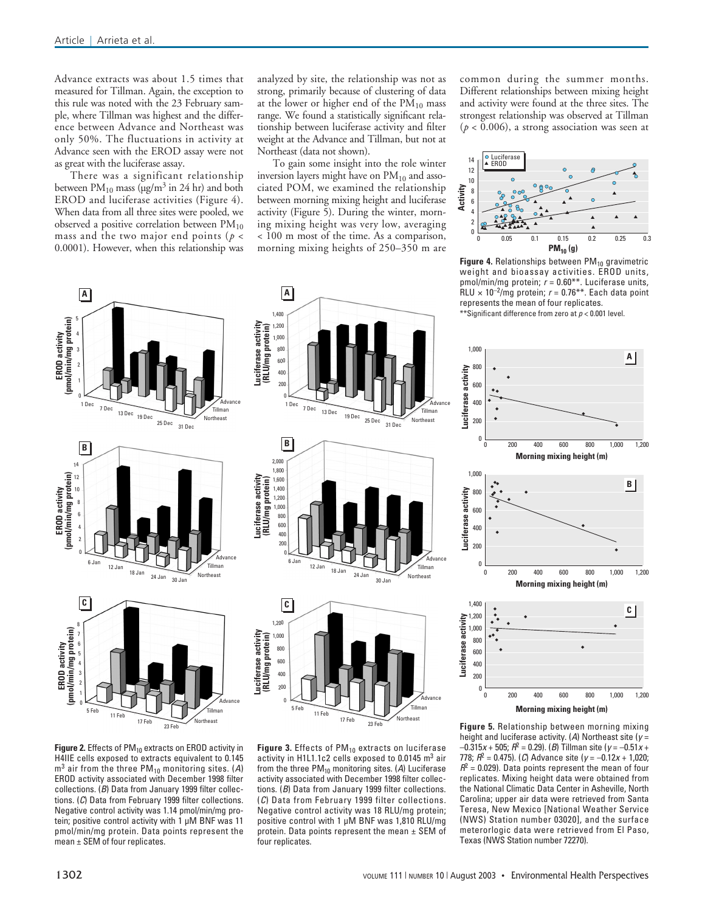Advance extracts was about 1.5 times that measured for Tillman. Again, the exception to this rule was noted with the 23 February sample, where Tillman was highest and the difference between Advance and Northeast was only 50%. The fluctuations in activity at Advance seen with the EROD assay were not as great with the luciferase assay.

There was a significant relationship between $PM_{10}$ mass ($\mu g/m^3$ in 24 hr) and both EROD and luciferase activities (Figure 4). When data from all three sites were pooled, we observed a positive correlation between $PM_{10}$ mass and the two major end points ($p < 0.0001$). However, when this relationship was analyzed by site, the relationship was not as strong, primarily because of clustering of data at the lower or higher end of the $PM_{10}$ mass range. We found a statistically significant relationship between luciferase activity and filter weight at the Advance and Tillman, but not at Northeast (data not shown).

To gain some insight into the role winter inversion layers might have on $PM_{10}$ and associated POM, we examined the relationship between morning mixing height and luciferase activity (Figure 5). During the winter, morning mixing height was very low, averaging < 100 m most of the time. As a comparison, morning mixing heights of 250–350 m are common during the summer months. Different relationships between mixing height and activity were found at the three sites. The strongest relationship was observed at Tillman ($p < 0.006$), a strong association was seen at

**Figure 4.** Relationships between $PM_{10}$ gravimetric weight and bioassay activities. EROD units, pmol/min/mg protein; $r = 0.60$**. Luciferase units, RLU $\times 10^{-2}$/mg protein; $r = 0.76$**. Each data point represents the mean of four replicates.
**Significant difference from zero at $p < 0.001$ level.

**Figure 2.** Effects of $PM_{10}$ extracts on EROD activity in H4IIE cells exposed to extracts equivalent to 0.145 $m^3$ air from the three $PM_{10}$ monitoring sites. (*A*) EROD activity associated with December 1998 filter collections. (*B*) Data from January 1999 filter collections. (*C*) Data from February 1999 filter collections. Negative control activity was 1.14 pmol/min/mg protein; positive control activity with 1 µM BNF was 11 pmol/min/mg protein. Data points represent the mean ± SEM of four replicates.

**Figure 3.** Effects of $PM_{10}$ extracts on luciferase activity in H1L1.1c2 cells exposed to 0.0145 $m^3$ air from the three $PM_{10}$ monitoring sites. (*A*) Luciferase activity associated with December 1998 filter collections. (*B*) Data from January 1999 filter collections. (*C*) Data from February 1999 filter collections. Negative control activity was 18 RLU/mg protein; positive control with 1 µM BNF was 1,810 RLU/mg protein. Data points represent the mean ± SEM of four replicates.

**Figure 5.** Relationship between morning mixing height and luciferase activity. (*A*) Northeast site ($y = -0.315x + 505$; $R^2 = 0.29$). (*B*) Tillman site ($y = -0.51x + 778$; $R^2 = 0.475$). (*C*) Advance site ($y = -0.12x + 1{,}020$; $R^2 = 0.029$). Data points represent the mean of four replicates. Mixing height data were obtained from the National Climatic Data Center in Asheville, North Carolina; upper air data were retrieved from Santa Teresa, New Mexico [National Weather Service (NWS) Station number 03020], and the surface meterorlogic data were retrieved from El Paso, Texas (NWS Station number 72270).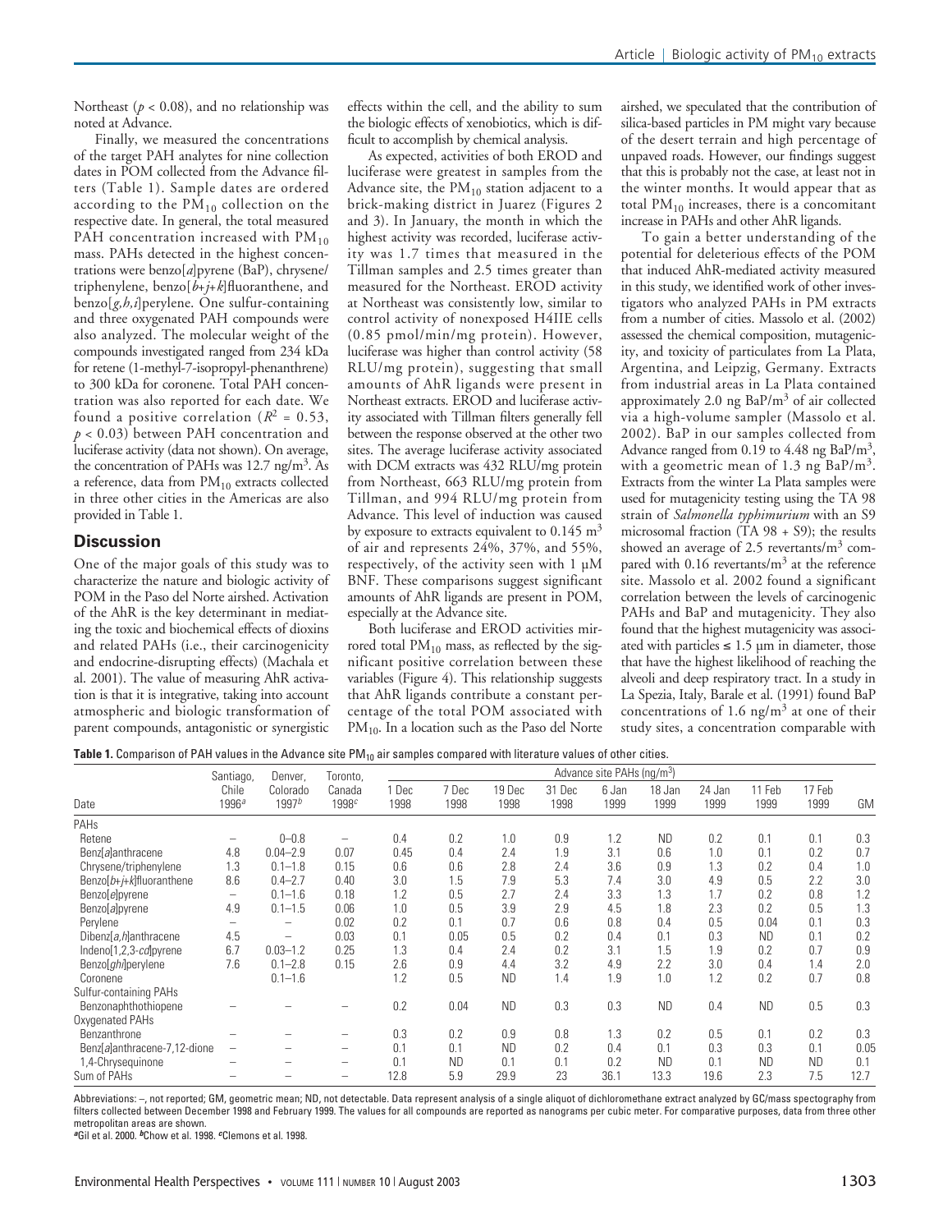Northeast ($p < 0.08$), and no relationship was noted at Advance.

Finally, we measured the concentrations of the target PAH analytes for nine collection dates in POM collected from the Advance filters (Table 1). Sample dates are ordered according to the $PM_{10}$ collection on the respective date. In general, the total measured PAH concentration increased with $PM_{10}$ mass. PAHs detected in the highest concentrations were benzo[*a*]pyrene (BaP), chrysene/triphenylene, benzo[*b+j+k*]fluoranthene, and benzo[*g,h,i*]perylene. One sulfur-containing and three oxygenated PAH compounds were also analyzed. The molecular weight of the compounds investigated ranged from 234 kDa for retene (1-methyl-7-isopropyl-phenanthrene) to 300 kDa for coronene. Total PAH concentration was also reported for each date. We found a positive correlation ($R^2 = 0.53$, $p < 0.03$) between PAH concentration and luciferase activity (data not shown). On average, the concentration of PAHs was 12.7 ng/m$^3$. As a reference, data from $PM_{10}$ extracts collected in three other cities in the Americas are also provided in Table 1.

## Discussion

One of the major goals of this study was to characterize the nature and biologic activity of POM in the Paso del Norte airshed. Activation of the AhR is the key determinant in mediating the toxic and biochemical effects of dioxins and related PAHs (i.e., their carcinogenicity and endocrine-disrupting effects) (Machala et al. 2001). The value of measuring AhR activation is that it is integrative, taking into account atmospheric and biologic transformation of parent compounds, antagonistic or synergistic effects within the cell, and the ability to sum the biologic effects of xenobiotics, which is difficult to accomplish by chemical analysis.

As expected, activities of both EROD and luciferase were greatest in samples from the Advance site, the $PM_{10}$ station adjacent to a brick-making district in Juarez (Figures 2 and 3). In January, the month in which the highest activity was recorded, luciferase activity was 1.7 times that measured in the Tillman samples and 2.5 times greater than measured for the Northeast. EROD activity at Northeast was consistently low, similar to control activity of nonexposed H4IIE cells (0.85 pmol/min/mg protein). However, luciferase was higher than control activity (58 RLU/mg protein), suggesting that small amounts of AhR ligands were present in Northeast extracts. EROD and luciferase activity associated with Tillman filters generally fell between the response observed at the other two sites. The average luciferase activity associated with DCM extracts was 432 RLU/mg protein from Northeast, 663 RLU/mg protein from Tillman, and 994 RLU/mg protein from Advance. This level of induction was caused by exposure to extracts equivalent to 0.145 m$^3$ of air and represents 24%, 37%, and 55%, respectively, of the activity seen with 1 µM BNF. These comparisons suggest significant amounts of AhR ligands are present in POM, especially at the Advance site.

Both luciferase and EROD activities mirrored total $PM_{10}$ mass, as reflected by the significant positive correlation between these variables (Figure 4). This relationship suggests that AhR ligands contribute a constant percentage of the total POM associated with $PM_{10}$. In a location such as the Paso del Norte airshed, we speculated that the contribution of silica-based particles in PM might vary because of the desert terrain and high percentage of unpaved roads. However, our findings suggest that this is probably not the case, at least not in the winter months. It would appear that as total $PM_{10}$ increases, there is a concomitant increase in PAHs and other AhR ligands.

To gain a better understanding of the potential for deleterious effects of the POM that induced AhR-mediated activity measured in this study, we identified work of other investigators who analyzed PAHs in PM extracts from a number of cities. Massolo et al. (2002) assessed the chemical composition, mutagenicity, and toxicity of particulates from La Plata, Argentina, and Leipzig, Germany. Extracts from industrial areas in La Plata contained approximately 2.0 ng BaP/m$^3$ of air collected via a high-volume sampler (Massolo et al. 2002). BaP in our samples collected from Advance ranged from 0.19 to 4.48 ng BaP/m$^3$, with a geometric mean of 1.3 ng BaP/m$^3$. Extracts from the winter La Plata samples were used for mutagenicity testing using the TA 98 strain of *Salmonella typhimurium* with an S9 microsomal fraction (TA 98 + S9); the results showed an average of 2.5 revertants/m$^3$ compared with 0.16 revertants/m$^3$ at the reference site. Massolo et al. 2002 found a significant correlation between the levels of carcinogenic PAHs and BaP and mutagenicity. They also found that the highest mutagenicity was associated with particles ≤ 1.5 µm in diameter, those that have the highest likelihood of reaching the alveoli and deep respiratory tract. In a study in La Spezia, Italy, Barale et al. (1991) found BaP concentrations of 1.6 ng/m$^3$ at one of their study sites, a concentration comparable with

**Table 1.** Comparison of PAH values in the Advance site $PM_{10}$ air samples compared with literature values of other cities.

| Date | Santiago, Chile 1996[a] | Denver, Colorado 1997[b] | Toronto, Canada 1998[c] | Advance site PAHs (ng/m$^3$) | | | | | | | | | |
|---|---|---|---|---|---|---|---|---|---|---|---|---|---|
| | | | | 1 Dec 1998 | 7 Dec 1998 | 19 Dec 1998 | 31 Dec 1998 | 6 Jan 1999 | 18 Jan 1999 | 24 Jan 1999 | 11 Feb 1999 | 17 Feb 1999 | GM |
| PAHs | | | | | | | | | | | | | |
| Retene | – | 0–0.8 | – | 0.4 | 0.2 | 1.0 | 0.9 | 1.2 | ND | 0.2 | 0.1 | 0.1 | 0.3 |
| Benz[*a*]anthracene | 4.8 | 0.04–2.9 | 0.07 | 0.45 | 0.4 | 2.4 | 1.9 | 3.1 | 0.6 | 1.0 | 0.1 | 0.2 | 0.7 |
| Chrysene/triphenylene | 1.3 | 0.1–1.8 | 0.15 | 0.6 | 0.6 | 2.8 | 2.4 | 3.6 | 0.9 | 1.3 | 0.2 | 0.4 | 1.0 |
| Benzo[*b+j+k*]fluoranthene | 8.6 | 0.4–2.7 | 0.40 | 3.0 | 1.5 | 7.9 | 5.3 | 7.4 | 3.0 | 4.9 | 0.5 | 2.2 | 3.0 |
| Benzo[*e*]pyrene | – | 0.1–1.6 | 0.18 | 1.2 | 0.5 | 2.7 | 2.4 | 3.3 | 1.3 | 1.7 | 0.2 | 0.8 | 1.2 |
| Benzo[*a*]pyrene | 4.9 | 0.1–1.5 | 0.06 | 1.0 | 0.5 | 3.9 | 2.9 | 4.5 | 1.8 | 2.3 | 0.2 | 0.5 | 1.3 |
| Perylene | – | – | 0.02 | 0.2 | 0.1 | 0.7 | 0.6 | 0.8 | 0.4 | 0.5 | 0.04 | 0.1 | 0.3 |
| Dibenz[*a,h*]anthracene | 4.5 | – | 0.03 | 0.1 | 0.05 | 0.5 | 0.2 | 0.4 | 0.1 | 0.3 | ND | 0.1 | 0.2 |
| Indeno[1,2,3-*cd*]pyrene | 6.7 | 0.03–1.2 | 0.25 | 1.3 | 0.4 | 2.4 | 0.2 | 3.1 | 1.5 | 1.9 | 0.2 | 0.7 | 0.9 |
| Benzo[*ghi*]perylene | 7.6 | 0.1–2.8 | 0.15 | 2.6 | 0.9 | 4.4 | 3.2 | 4.9 | 2.2 | 3.0 | 0.4 | 1.4 | 2.0 |
| Coronene | | 0.1–1.6 | | 1.2 | 0.5 | ND | 1.4 | 1.9 | 1.0 | 1.2 | 0.2 | 0.7 | 0.8 |
| Sulfur-containing PAHs | | | | | | | | | | | | | |
| Benzonaphthothiopene | – | – | – | 0.2 | 0.04 | ND | 0.3 | 0.3 | ND | 0.4 | ND | 0.5 | 0.3 |
| Oxygenated PAHs | | | | | | | | | | | | | |
| Benzanthrone | – | – | – | 0.3 | 0.2 | 0.9 | 0.8 | 1.3 | 0.2 | 0.5 | 0.1 | 0.2 | 0.3 |
| Benz[*a*]anthracene-7,12-dione | – | – | – | 0.1 | 0.1 | ND | 0.2 | 0.4 | 0.1 | 0.3 | 0.3 | 0.1 | 0.05 |
| 1,4-Chrysequinone | – | – | – | 0.1 | ND | 0.1 | 0.1 | 0.2 | ND | 0.1 | ND | ND | 0.1 |
| Sum of PAHs | – | – | – | 12.8 | 5.9 | 29.9 | 23 | 36.1 | 13.3 | 19.6 | 2.3 | 7.5 | 12.7 |

Abbreviations: –, not reported; GM, geometric mean; ND, not detectable. Data represent analysis of a single aliquot of dichloromethane extract analyzed by GC/mass spectography from filters collected between December 1998 and February 1999. The values for all compounds are reported as nanograms per cubic meter. For comparative purposes, data from three other metropolitan areas are shown.

[a]Gil et al. 2000. [b]Chow et al. 1998. [c]Clemons et al. 1998.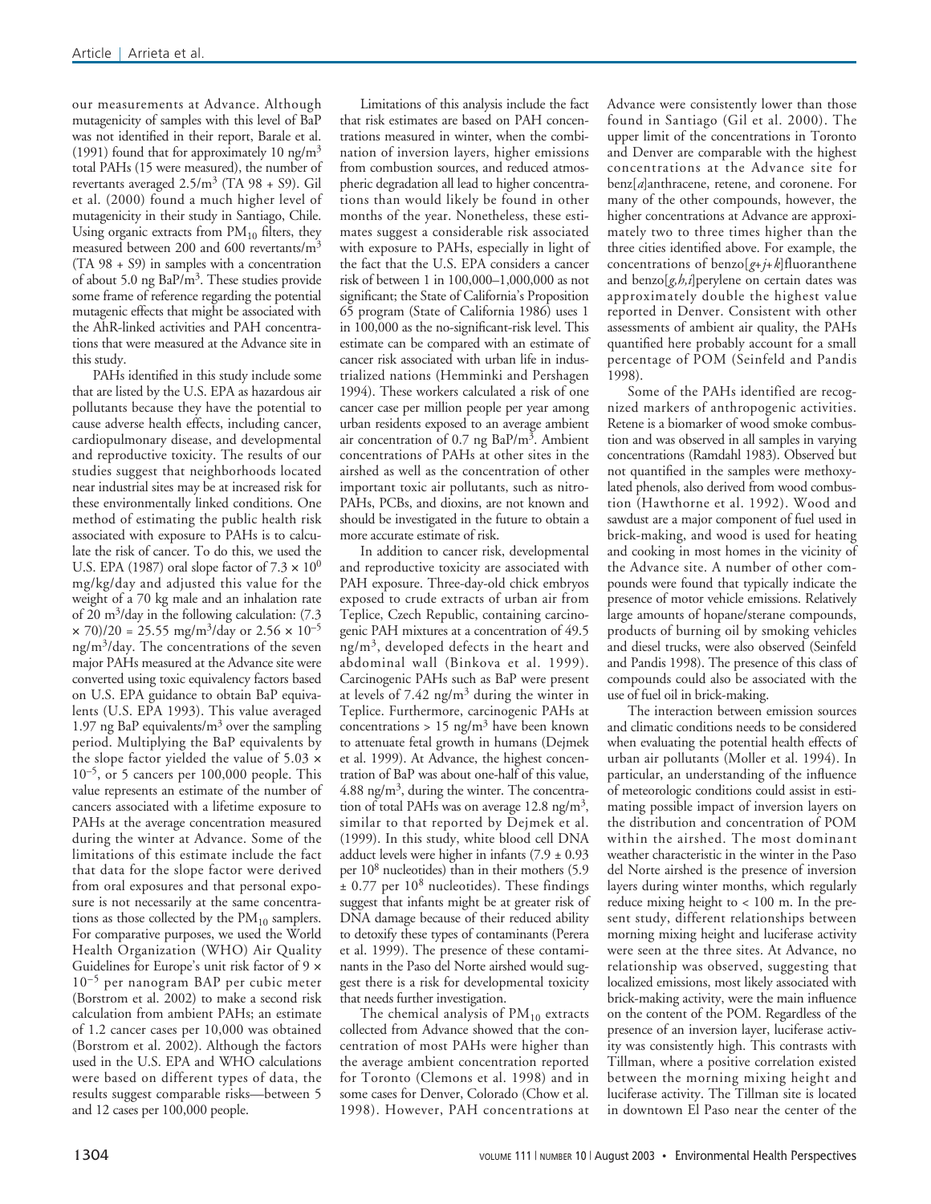our measurements at Advance. Although mutagenicity of samples with this level of BaP was not identified in their report, Barale et al. (1991) found that for approximately 10 ng/m$^3$ total PAHs (15 were measured), the number of revertants averaged 2.5/m$^3$ (TA 98 + S9). Gil et al. (2000) found a much higher level of mutagenicity in their study in Santiago, Chile. Using organic extracts from $PM_{10}$ filters, they measured between 200 and 600 revertants/m$^3$ (TA 98 + S9) in samples with a concentration of about 5.0 ng BaP/m$^3$. These studies provide some frame of reference regarding the potential mutagenic effects that might be associated with the AhR-linked activities and PAH concentrations that were measured at the Advance site in this study.

PAHs identified in this study include some that are listed by the U.S. EPA as hazardous air pollutants because they have the potential to cause adverse health effects, including cancer, cardiopulmonary disease, and developmental and reproductive toxicity. The results of our studies suggest that neighborhoods located near industrial sites may be at increased risk for these environmentally linked conditions. One method of estimating the public health risk associated with exposure to PAHs is to calculate the risk of cancer. To do this, we used the U.S. EPA (1987) oral slope factor of $7.3 \times 10^0$ mg/kg/day and adjusted this value for the weight of a 70 kg male and an inhalation rate of 20 m$^3$/day in the following calculation: $(7.3 \times 70)/20 = 25.55$ mg/m$^3$/day or $2.56 \times 10^{-5}$ ng/m$^3$/day. The concentrations of the seven major PAHs measured at the Advance site were converted using toxic equivalency factors based on U.S. EPA guidance to obtain BaP equivalents (U.S. EPA 1993). This value averaged 1.97 ng BaP equivalents/m$^3$ over the sampling period. Multiplying the BaP equivalents by the slope factor yielded the value of $5.03 \times 10^{-5}$, or 5 cancers per 100,000 people. This value represents an estimate of the number of cancers associated with a lifetime exposure to PAHs at the average concentration measured during the winter at Advance. Some of the limitations of this estimate include the fact that data for the slope factor were derived from oral exposures and that personal exposure is not necessarily at the same concentrations as those collected by the $PM_{10}$ samplers. For comparative purposes, we used the World Health Organization (WHO) Air Quality Guidelines for Europe's unit risk factor of $9 \times 10^{-5}$ per nanogram BAP per cubic meter (Borstrom et al. 2002) to make a second risk calculation from ambient PAHs; an estimate of 1.2 cancer cases per 10,000 was obtained (Borstrom et al. 2002). Although the factors used in the U.S. EPA and WHO calculations were based on different types of data, the results suggest comparable risks—between 5 and 12 cases per 100,000 people.

Limitations of this analysis include the fact that risk estimates are based on PAH concentrations measured in winter, when the combination of inversion layers, higher emissions from combustion sources, and reduced atmospheric degradation all lead to higher concentrations than would likely be found in other months of the year. Nonetheless, these estimates suggest a considerable risk associated with exposure to PAHs, especially in light of the fact that the U.S. EPA considers a cancer risk of between 1 in 100,000–1,000,000 as not significant; the State of California's Proposition 65 program (State of California 1986) uses 1 in 100,000 as the no-significant-risk level. This estimate can be compared with an estimate of cancer risk associated with urban life in industrialized nations (Hemminki and Pershagen 1994). These workers calculated a risk of one cancer case per million people per year among urban residents exposed to an average ambient air concentration of 0.7 ng BaP/m$^3$. Ambient concentrations of PAHs at other sites in the airshed as well as the concentration of other important toxic air pollutants, such as nitro-PAHs, PCBs, and dioxins, are not known and should be investigated in the future to obtain a more accurate estimate of risk.

In addition to cancer risk, developmental and reproductive toxicity are associated with PAH exposure. Three-day-old chick embryos exposed to crude extracts of urban air from Teplice, Czech Republic, containing carcinogenic PAH mixtures at a concentration of 49.5 ng/m$^3$, developed defects in the heart and abdominal wall (Binkova et al. 1999). Carcinogenic PAHs such as BaP were present at levels of 7.42 ng/m$^3$ during the winter in Teplice. Furthermore, carcinogenic PAHs at concentrations > 15 ng/m$^3$ have been known to attenuate fetal growth in humans (Dejmek et al. 1999). At Advance, the highest concentration of BaP was about one-half of this value, 4.88 ng/m$^3$, during the winter. The concentration of total PAHs was on average 12.8 ng/m$^3$, similar to that reported by Dejmek et al. (1999). In this study, white blood cell DNA adduct levels were higher in infants (7.9 ± 0.93 per $10^8$ nucleotides) than in their mothers (5.9 ± 0.77 per $10^8$ nucleotides). These findings suggest that infants might be at greater risk of DNA damage because of their reduced ability to detoxify these types of contaminants (Perera et al. 1999). The presence of these contaminants in the Paso del Norte airshed would suggest there is a risk for developmental toxicity that needs further investigation.

The chemical analysis of $PM_{10}$ extracts collected from Advance showed that the concentration of most PAHs were higher than the average ambient concentration reported for Toronto (Clemons et al. 1998) and in some cases for Denver, Colorado (Chow et al. 1998). However, PAH concentrations at Advance were consistently lower than those found in Santiago (Gil et al. 2000). The upper limit of the concentrations in Toronto and Denver are comparable with the highest concentrations at the Advance site for benz[*a*]anthracene, retene, and coronene. For many of the other compounds, however, the higher concentrations at Advance are approximately two to three times higher than the three cities identified above. For example, the concentrations of benzo[*g*+*j*+*k*]fluoranthene and benzo[*g,h,i*]perylene on certain dates was approximately double the highest value reported in Denver. Consistent with other assessments of ambient air quality, the PAHs quantified here probably account for a small percentage of POM (Seinfeld and Pandis 1998).

Some of the PAHs identified are recognized markers of anthropogenic activities. Retene is a biomarker of wood smoke combustion and was observed in all samples in varying concentrations (Ramdahl 1983). Observed but not quantified in the samples were methoxylated phenols, also derived from wood combustion (Hawthorne et al. 1992). Wood and sawdust are a major component of fuel used in brick-making, and wood is used for heating and cooking in most homes in the vicinity of the Advance site. A number of other compounds were found that typically indicate the presence of motor vehicle emissions. Relatively large amounts of hopane/sterane compounds, products of burning oil by smoking vehicles and diesel trucks, were also observed (Seinfeld and Pandis 1998). The presence of this class of compounds could also be associated with the use of fuel oil in brick-making.

The interaction between emission sources and climatic conditions needs to be considered when evaluating the potential health effects of urban air pollutants (Moller et al. 1994). In particular, an understanding of the influence of meteorologic conditions could assist in estimating possible impact of inversion layers on the distribution and concentration of POM within the airshed. The most dominant weather characteristic in the winter in the Paso del Norte airshed is the presence of inversion layers during winter months, which regularly reduce mixing height to < 100 m. In the present study, different relationships between morning mixing height and luciferase activity were seen at the three sites. At Advance, no relationship was observed, suggesting that localized emissions, most likely associated with brick-making activity, were the main influence on the content of the POM. Regardless of the presence of an inversion layer, luciferase activity was consistently high. This contrasts with Tillman, where a positive correlation existed between the morning mixing height and luciferase activity. The Tillman site is located in downtown El Paso near the center of the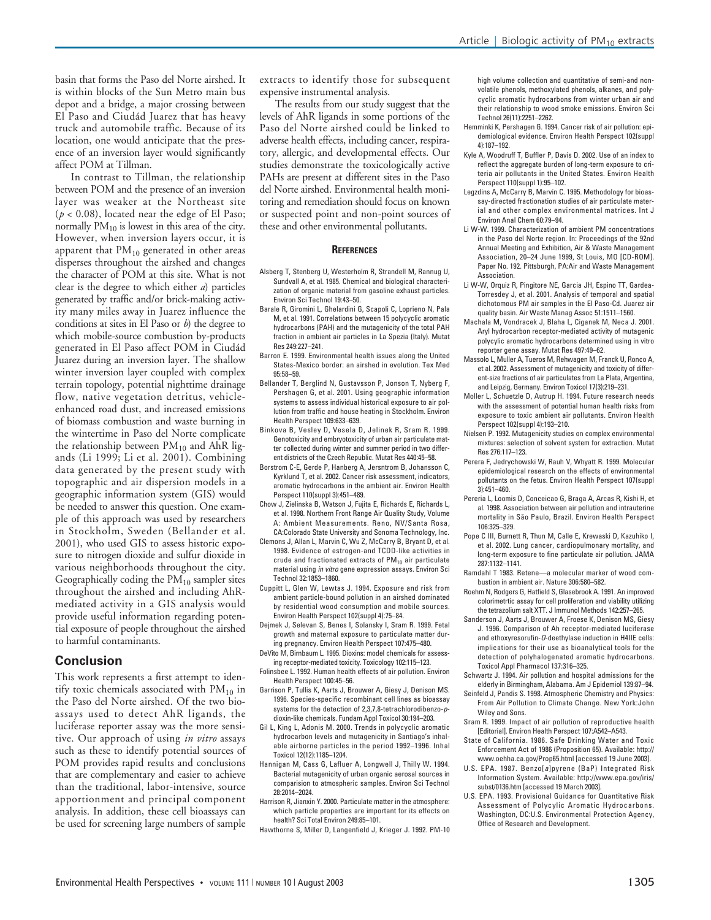basin that forms the Paso del Norte airshed. It is within blocks of the Sun Metro main bus depot and a bridge, a major crossing between El Paso and Ciudád Juarez that has heavy truck and automobile traffic. Because of its location, one would anticipate that the presence of an inversion layer would significantly affect POM at Tillman.

In contrast to Tillman, the relationship between POM and the presence of an inversion layer was weaker at the Northeast site ($p < 0.08$), located near the edge of El Paso; normally $PM_{10}$ is lowest in this area of the city. However, when inversion layers occur, it is apparent that $PM_{10}$ generated in other areas disperses throughout the airshed and changes the character of POM at this site. What is not clear is the degree to which either *a*) particles generated by traffic and/or brick-making activity many miles away in Juarez influence the conditions at sites in El Paso or *b*) the degree to which mobile-source combustion by-products generated in El Paso affect POM in Ciudád Juarez during an inversion layer. The shallow winter inversion layer coupled with complex terrain topology, potential nighttime drainage flow, native vegetation detritus, vehicle-enhanced road dust, and increased emissions of biomass combustion and waste burning in the wintertime in Paso del Norte complicate the relationship between $PM_{10}$ and AhR ligands (Li 1999; Li et al. 2001). Combining data generated by the present study with topographic and air dispersion models in a geographic information system (GIS) would be needed to answer this question. One example of this approach was used by researchers in Stockholm, Sweden (Bellander et al. 2001), who used GIS to assess historic exposure to nitrogen dioxide and sulfur dioxide in various neighborhoods throughout the city. Geographically coding the $PM_{10}$ sampler sites throughout the airshed and including AhR-mediated activity in a GIS analysis would provide useful information regarding potential exposure of people throughout the airshed to harmful contaminants.

## Conclusion

This work represents a first attempt to identify toxic chemicals associated with $PM_{10}$ in the Paso del Norte airshed. Of the two bioassays used to detect AhR ligands, the luciferase reporter assay was the more sensitive. Our approach of using *in vitro* assays such as these to identify potential sources of POM provides rapid results and conclusions that are complementary and easier to achieve than the traditional, labor-intensive, source apportionment and principal component analysis. In addition, these cell bioassays can be used for screening large numbers of sample extracts to identify those for subsequent expensive instrumental analysis.

The results from our study suggest that the levels of AhR ligands in some portions of the Paso del Norte airshed could be linked to adverse health effects, including cancer, respiratory, allergic, and developmental effects. Our studies demonstrate the toxicologically active PAHs are present at different sites in the Paso del Norte airshed. Environmental health monitoring and remediation should focus on known or suspected point and non-point sources of these and other environmental pollutants.

## References

Alsberg T, Stenberg U, Westerholm R, Strandell M, Rannug U, Sundvall A, et al. 1985. Chemical and biological characterization of organic material from gasoline exhaust particles. Environ Sci Technol 19:43–50.

Barale R, Giromini L, Ghelardini G, Scapoli C, Loprieno N, Pala M, et al. 1991. Correlations between 15 polycyclic aromatic hydrocarbons (PAH) and the mutagenicity of the total PAH fraction in ambient air particles in La Spezia (Italy). Mutat Res 249:227–241.

Barron E. 1999. Environmental health issues along the United States-Mexico border: an airshed in evolution. Tex Med 95:58–59.

Bellander T, Berglind N, Gustavsson P, Jonson T, Nyberg F, Pershagen G, et al. 2001. Using geographic information systems to assess individual historical exposure to air pollution from traffic and house heating in Stockholm. Environ Health Perspect 109:633–639.

Binkova B, Vesley D, Vesela D, Jelinek R, Sram R. 1999. Genotoxicity and embryotoxicity of urban air particulate matter collected during winter and summer period in two different districts of the Czech Republic. Mutat Res 440:45–58.

Borstrom C-E, Gerde P, Hanberg A, Jersntrom B, Johansson C, Kyrklund T, et al. 2002. Cancer risk assessment, indicators, aromatic hydrocarbons in the ambient air. Environ Health Perspect 110(suppl 3):451–489.

Chow J, Zielinska B, Watson J, Fujita E, Richards E, Richards L, et al. 1998. Northern Front Range Air Quality Study, Volume A: Ambient Measurements. Reno, NV/Santa Rosa, CA:Colorado State University and Sonoma Technology, Inc.

Clemons J, Allan L, Marvin C, Wu Z, McCarry B, Bryant D, et al. 1998. Evidence of estrogen-and TCDD-like activities in crude and fractionated extracts of $PM_{10}$ air particulate material using *in vitro* gene expression assays. Environ Sci Technol 32:1853–1860.

Cuppitt L, Glen W, Lewtas J. 1994. Exposure and risk from ambient particle-bound pollution in an airshed dominated by residential wood consumption and mobile sources. Environ Health Perspect 102(suppl 4):75–84.

Dejmek J, Selevan S, Benes I, Solansky I, Sram R. 1999. Fetal growth and maternal exposure to particulate matter during pregnancy. Environ Health Perspect 107:475–480.

DeVito M, Birnbaum L. 1995. Dioxins: model chemicals for assessing receptor-mediated toxicity. Toxicology 102:115–123.

Folinsbee L. 1992. Human health effects of air pollution. Environ Health Perspect 100:45–56.

Garrison P, Tullis K, Aarts J, Brouwer A, Giesy J, Denison MS. 1996. Species-specific recombinant cell lines as bioassay systems for the detection of 2,3,7,8-tetrachlorodibenzo-*p*-dioxin-like chemicals. Fundam Appl Toxicol 30:194–203.

Gil L, King L, Adonis M. 2000. Trends in polycyclic aromatic hydrocarbon levels and mutagenicity in Santiago's inhalable airborne particles in the period 1992–1996. Inhal Toxicol 12(12):1185–1204.

Hannigan M, Cass G, Lafluer A, Longwell J, Thilly W. 1994. Bacterial mutagenicity of urban organic aerosol sources in comparision to atmospheric samples. Environ Sci Technol 28:2014–2024.

Harrison R, Jianxin Y. 2000. Particulate matter in the atmosphere: which particle properties are important for its effects on health? Sci Total Environ 249:85–101.

Hawthorne S, Miller D, Langenfield J, Krieger J. 1992. PM-10 high volume collection and quantitative of semi-and non-volatile phenols, methoxylated phenols, alkanes, and polycyclic aromatic hydrocarbons from winter urban air and their relationship to wood smoke emissions. Environ Sci Technol 26(11):2251–2262.

Hemminki K, Pershagen G. 1994. Cancer risk of air pollution: epidemiological evidence. Environ Health Perspect 102(suppl 4):187–192.

Kyle A, Woodruff T, Buffler P, Davis D. 2002. Use of an index to reflect the aggregate burden of long-term exposure to criteria air pollutants in the United States. Environ Health Perspect 110(suppl 1):95–102.

Legzdins A, McCarry B, Marvin C. 1995. Methodology for bioassay-directed fractionation studies of air particulate material and other complex environmental matrices. Int J Environ Anal Chem 60:79–94.

Li W-W. 1999. Characterization of ambient PM concentrations in the Paso del Norte region. In: Proceedings of the 92nd Annual Meeting and Exhibition, Air & Waste Management Association, 20–24 June 1999, St Louis, MO [CD-ROM]. Paper No. 192. Pittsburgh, PA:Air and Waste Management Association.

Li W-W, Orquiz R, Pingitore NE, Garcia JH, Espino TT, Gardea-Torresdey J, et al. 2001. Analysis of temporal and spatial dichotomous PM air samples in the El Paso-Cd. Juarez air quality basin. Air Waste Manag Assoc 51:1511–1560.

Machala M, Vondracek J, Blaha L, Ciganek M, Neca J. 2001. Aryl hydrocarbon receptor-mediated activity of mutagenic polycylic aromatic hydrocarbons determined using in vitro reporter gene assay. Mutat Res 497:49–62.

Massolo L, Muller A, Tueros M, Rehwagen M, Franck U, Ronco A, et al. 2002. Assessment of mutagenicity and toxicity of different-size fractions of air particulates from La Plata, Argentina, and Leipzig, Germany. Environ Toxicol 17(3):219–231.

Moller L, Schuetzle D, Autrup H. 1994. Future research needs with the assessment of potential human health risks from exposure to toxic ambient air pollutants. Environ Health Perspect 102(suppl 4):193–210.

Nielsen P. 1992. Mutagenicity studies on complex environmental mixtures: selection of solvent system for extraction. Mutat Res 276:117–123.

Perera F, Jedrychowski W, Rauh V, Whyatt R. 1999. Molecular epidemiological research on the effects of environmental pollutants on the fetus. Environ Health Perspect 107(suppl 3):451–460.

Pereria L, Loomis D, Conceicao G, Braga A, Arcas R, Kishi H, et al. 1998. Association between air pollution and intrauterine mortality in São Paulo, Brazil. Environ Health Perspect 106:325–329.

Pope C III, Burnett R, Thun M, Calle E, Krewaski D, Kazuhiko I, et al. 2002. Lung cancer, cardiopulmonary mortality, and long-term exposure to fine particulate air pollution. JAMA 287:1132–1141.

Ramdahl T 1983. Retene—a molecular marker of wood combustion in ambient air. Nature 306:580–582.

Roehm N, Rodgers G, Hatfield S, Glasebrook A. 1991. An improved colorimetrtic assay for cell proliferation and viability utilizing the tetrazolium salt XTT. J Immunol Methods 142:257–265.

Sanderson J, Aarts J, Brouwer A, Froese K, Denison MS, Giesy J. 1996. Comparison of Ah receptor-mediated luciferase and ethoxyresorufin-*O*-deethylase induction in H4IIE cells: implications for their use as bioanalytical tools for the detection of polyhalogenated aromatic hydrocarbons. Toxicol Appl Pharmacol 137:316–325.

Schwartz J. 1994. Air pollution and hospital admissions for the elderly in Birmingham, Alabama. Am J Epidemiol 139:87–94.

Seinfeld J, Pandis S. 1998. Atmospheric Chemistry and Physics: From Air Pollution to Climate Change. New York:John Wiley and Sons.

Sram R. 1999. Impact of air pollution of reproductive health [Editorial]. Environ Health Perspect 107:A542–A543.

State of California. 1986. Safe Drinking Water and Toxic Enforcement Act of 1986 (Proposition 65). Available: http://www.oehha.ca.gov/Prop65.html [accessed 19 June 2003].

U.S. EPA. 1987. Benzo[*a*]pyrene (BaP) Integrated Risk Information System. Available: http://www.epa.gov/iris/subst/0136.htm [accessed 19 March 2003].

U.S. EPA. 1993. Provisional Guidance for Quantitative Risk Assessment of Polycylic Aromatic Hydrocarbons. Washington, DC:U.S. Environmental Protection Agency, Office of Research and Development.